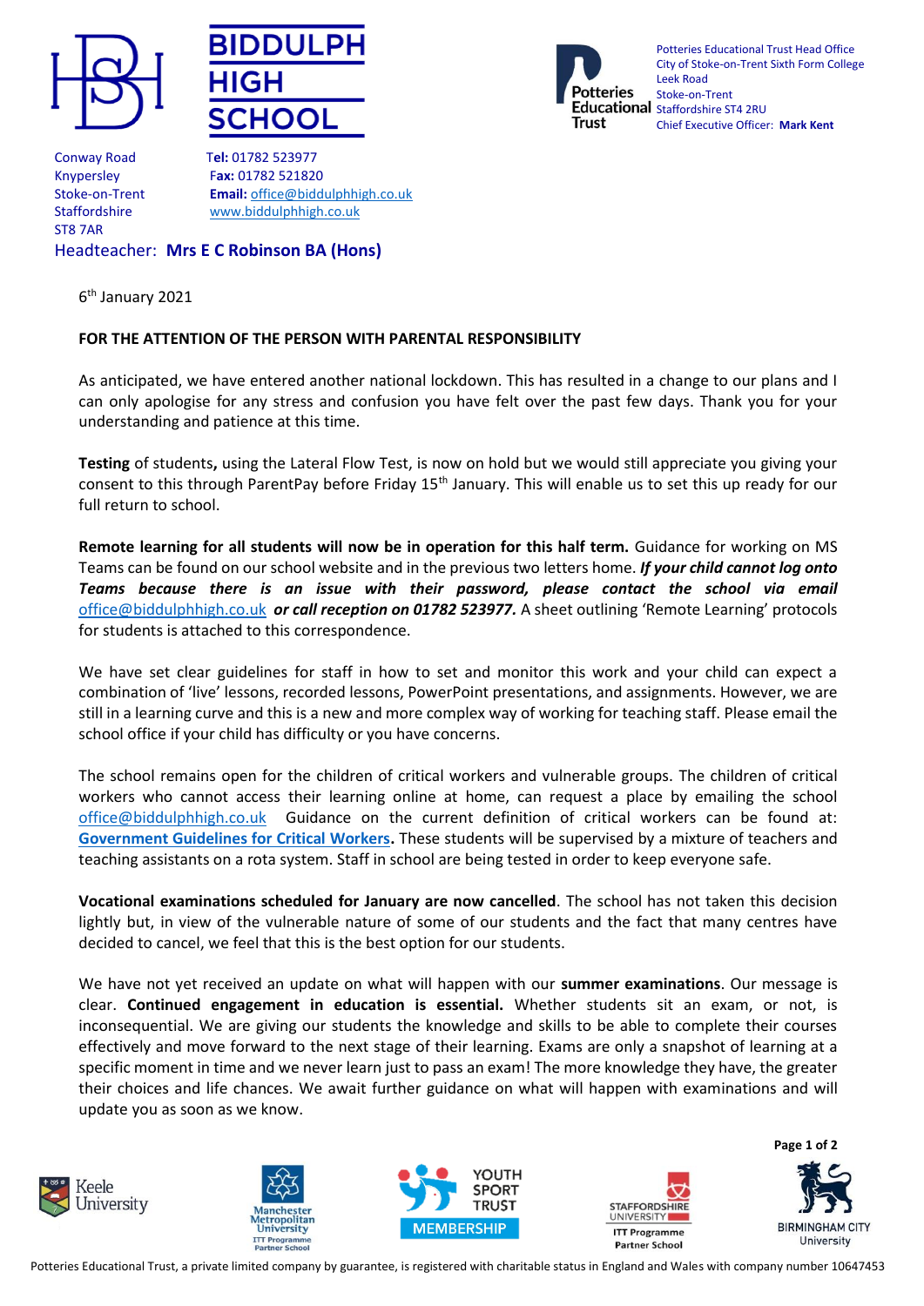**BIDDULPH HIGH SCHOOL**

Conway Road
Knypersley
Stoke-on-Trent
Staffordshire
ST8 7AR

**Tel:** 01782 523977
**Fax:** 01782 521820
**Email:** office@biddulphhigh.co.uk
www.biddulphhigh.co.uk

Headteacher: **Mrs E C Robinson BA (Hons)**

Potteries Educational Trust Head Office
City of Stoke-on-Trent Sixth Form College
Leek Road
Stoke-on-Trent
Staffordshire ST4 2RU
Chief Executive Officer: **Mark Kent**

6th January 2021

**FOR THE ATTENTION OF THE PERSON WITH PARENTAL RESPONSIBILITY**

As anticipated, we have entered another national lockdown. This has resulted in a change to our plans and I can only apologise for any stress and confusion you have felt over the past few days. Thank you for your understanding and patience at this time.

**Testing** of students**,** using the Lateral Flow Test, is now on hold but we would still appreciate you giving your consent to this through ParentPay before Friday 15th January. This will enable us to set this up ready for our full return to school.

**Remote learning for all students will now be in operation for this half term.** Guidance for working on MS Teams can be found on our school website and in the previous two letters home. ***If your child cannot log onto Teams because there is an issue with their password, please contact the school via email*** office@biddulphhigh.co.uk ***or call reception on 01782 523977.*** A sheet outlining 'Remote Learning' protocols for students is attached to this correspondence.

We have set clear guidelines for staff in how to set and monitor this work and your child can expect a combination of 'live' lessons, recorded lessons, PowerPoint presentations, and assignments. However, we are still in a learning curve and this is a new and more complex way of working for teaching staff. Please email the school office if your child has difficulty or you have concerns.

The school remains open for the children of critical workers and vulnerable groups. The children of critical workers who cannot access their learning online at home, can request a place by emailing the school office@biddulphhigh.co.uk Guidance on the current definition of critical workers can be found at: **Government Guidelines for Critical Workers.** These students will be supervised by a mixture of teachers and teaching assistants on a rota system. Staff in school are being tested in order to keep everyone safe.

**Vocational examinations scheduled for January are now cancelled**. The school has not taken this decision lightly but, in view of the vulnerable nature of some of our students and the fact that many centres have decided to cancel, we feel that this is the best option for our students.

We have not yet received an update on what will happen with our **summer examinations**. Our message is clear. **Continued engagement in education is essential.** Whether students sit an exam, or not, is inconsequential. We are giving our students the knowledge and skills to be able to complete their courses effectively and move forward to the next stage of their learning. Exams are only a snapshot of learning at a specific moment in time and we never learn just to pass an exam! The more knowledge they have, the greater their choices and life chances. We await further guidance on what will happen with examinations and will update you as soon as we know.

Potteries Educational Trust, a private limited company by guarantee, is registered with charitable status in England and Wales with company number 10647453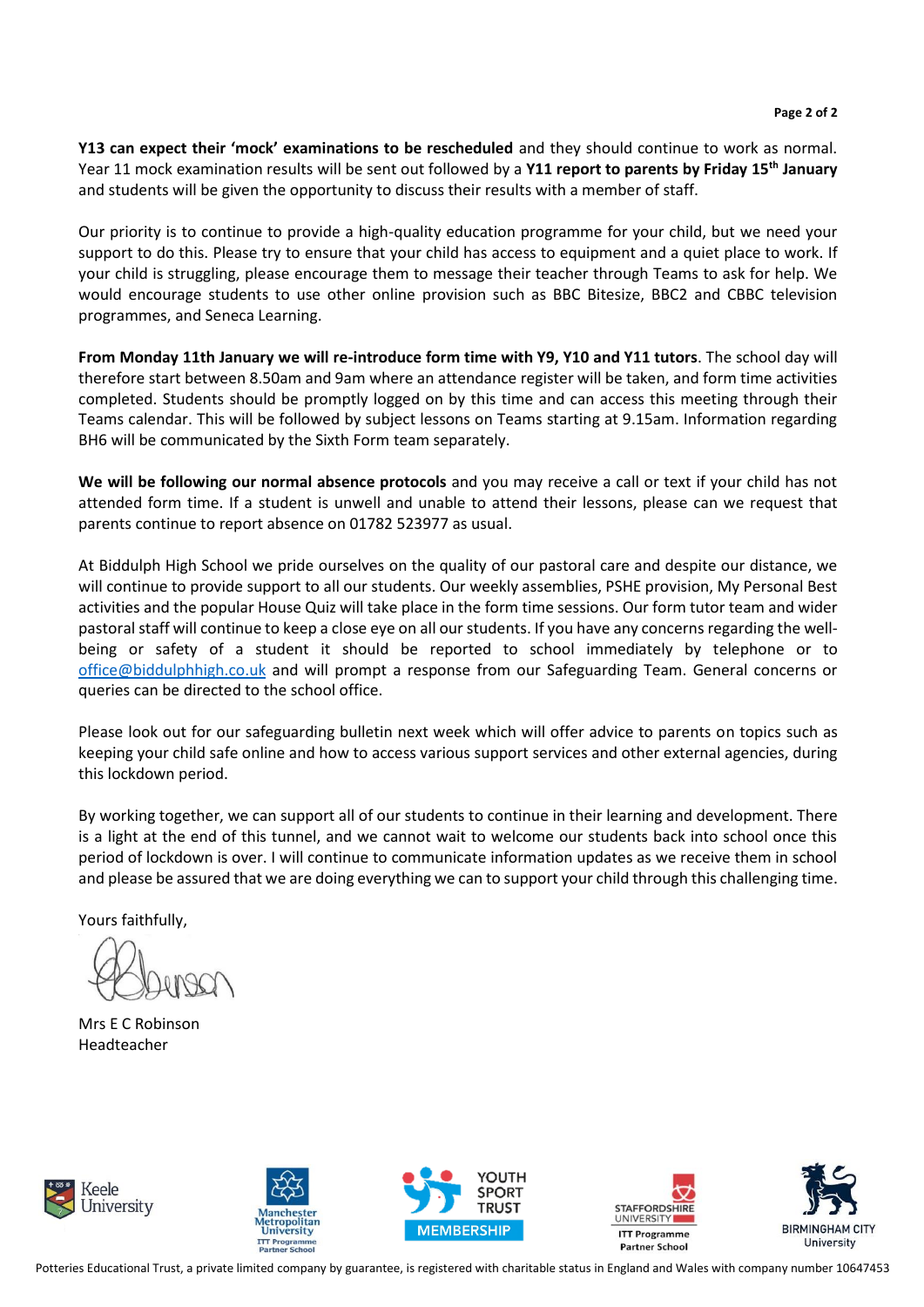**Y13 can expect their 'mock' examinations to be rescheduled** and they should continue to work as normal. Year 11 mock examination results will be sent out followed by a **Y11 report to parents by Friday 15th January** and students will be given the opportunity to discuss their results with a member of staff.

Our priority is to continue to provide a high-quality education programme for your child, but we need your support to do this. Please try to ensure that your child has access to equipment and a quiet place to work. If your child is struggling, please encourage them to message their teacher through Teams to ask for help. We would encourage students to use other online provision such as BBC Bitesize, BBC2 and CBBC television programmes, and Seneca Learning.

**From Monday 11th January we will re-introduce form time with Y9, Y10 and Y11 tutors**. The school day will therefore start between 8.50am and 9am where an attendance register will be taken, and form time activities completed. Students should be promptly logged on by this time and can access this meeting through their Teams calendar. This will be followed by subject lessons on Teams starting at 9.15am. Information regarding BH6 will be communicated by the Sixth Form team separately.

**We will be following our normal absence protocols** and you may receive a call or text if your child has not attended form time. If a student is unwell and unable to attend their lessons, please can we request that parents continue to report absence on 01782 523977 as usual.

At Biddulph High School we pride ourselves on the quality of our pastoral care and despite our distance, we will continue to provide support to all our students. Our weekly assemblies, PSHE provision, My Personal Best activities and the popular House Quiz will take place in the form time sessions. Our form tutor team and wider pastoral staff will continue to keep a close eye on all our students. If you have any concerns regarding the well-being or safety of a student it should be reported to school immediately by telephone or to office@biddulphhigh.co.uk and will prompt a response from our Safeguarding Team. General concerns or queries can be directed to the school office.

Please look out for our safeguarding bulletin next week which will offer advice to parents on topics such as keeping your child safe online and how to access various support services and other external agencies, during this lockdown period.

By working together, we can support all of our students to continue in their learning and development. There is a light at the end of this tunnel, and we cannot wait to welcome our students back into school once this period of lockdown is over. I will continue to communicate information updates as we receive them in school and please be assured that we are doing everything we can to support your child through this challenging time.

Yours faithfully,

Mrs E C Robinson
Headteacher

Keele University | Manchester Metropolitan University ITT Programme Partner School | Youth Sport Trust Membership | Staffordshire University ITT Programme Partner School | Birmingham City University

Potteries Educational Trust, a private limited company by guarantee, is registered with charitable status in England and Wales with company number 10647453